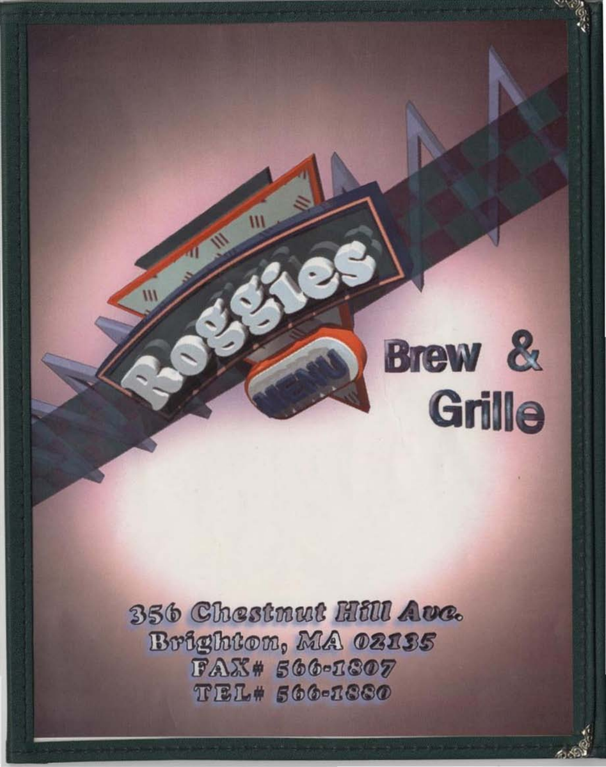# Roggies Brew & Grille

MENU

356 Chestnut Hill Ave.
Brighton, MA 02135
FAX# 566-1807
TEL# 566-1880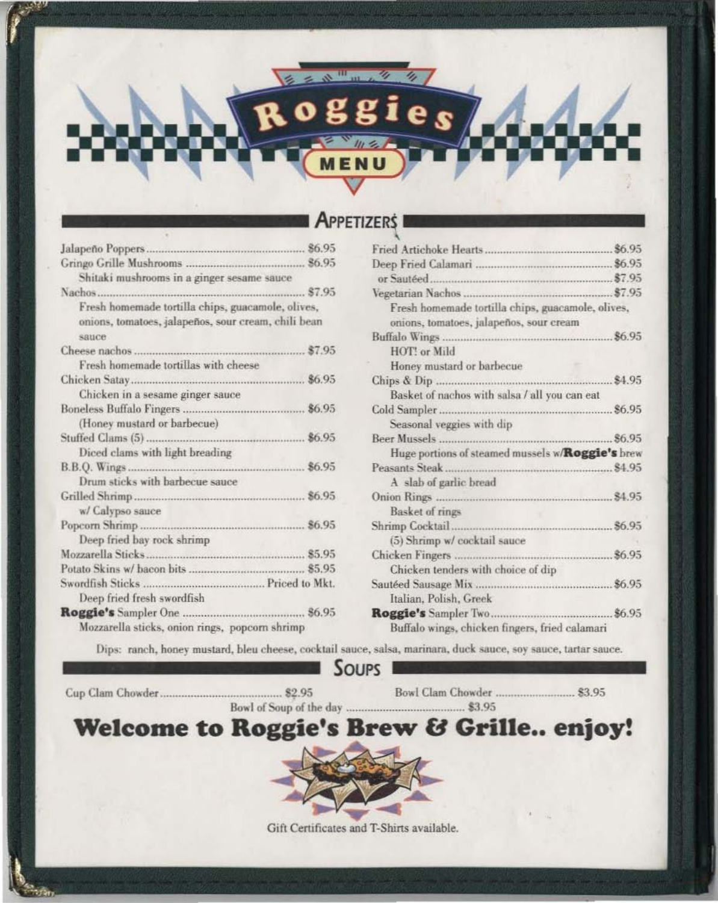# Roggies

## MENU

## APPETIZERS

Jalapeño Poppers ............ $6.95

Gringo Grille Mushrooms ............ $6.95
Shitaki mushrooms in a ginger sesame sauce

Nachos ............ $7.95
Fresh homemade tortilla chips, guacamole, olives, onions, tomatoes, jalapeños, sour cream, chili bean sauce

Cheese nachos ............ $7.95
Fresh homemade tortillas with cheese

Chicken Satay ............ $6.95
Chicken in a sesame ginger sauce

Boneless Buffalo Fingers ............ $6.95
(Honey mustard or barbecue)

Stuffed Clams (5) ............ $6.95
Diced clams with light breading

B.B.Q. Wings ............ $6.95
Drum sticks with barbecue sauce

Grilled Shrimp ............ $6.95
w/ Calypso sauce

Popcorn Shrimp ............ $6.95
Deep fried bay rock shrimp

Mozzarella Sticks ............ $5.95

Potato Skins w/ bacon bits ............ $5.95

Swordfish Sticks ............ Priced to Mkt.
Deep fried fresh swordfish

**Roggie's** Sampler One ............ $6.95
Mozzarella sticks, onion rings, popcorn shrimp

Fried Artichoke Hearts ............ $6.95

Deep Fried Calamari ............ $6.95
or Sautéed ............ $7.95

Vegetarian Nachos ............ $7.95
Fresh homemade tortilla chips, guacamole, olives, onions, tomatoes, jalapeños, sour cream

Buffalo Wings ............ $6.95
HOT! or Mild
Honey mustard or barbecue

Chips & Dip ............ $4.95
Basket of nachos with salsa / all you can eat

Cold Sampler ............ $6.95
Seasonal veggies with dip

Beer Mussels ............ $6.95
Huge portions of steamed mussels w/**Roggie's** brew

Peasants Steak ............ $4.95
A slab of garlic bread

Onion Rings ............ $4.95
Basket of rings

Shrimp Cocktail ............ $6.95
(5) Shrimp w/ cocktail sauce

Chicken Fingers ............ $6.95
Chicken tenders with choice of dip

Sautéed Sausage Mix ............ $6.95
Italian, Polish, Greek

**Roggie's** Sampler Two ............ $6.95
Buffalo wings, chicken fingers, fried calamari

Dips: ranch, honey mustard, bleu cheese, cocktail sauce, salsa, marinara, duck sauce, soy sauce, tartar sauce.

## SOUPS

Cup Clam Chowder ............ $2.95

Bowl Clam Chowder ............ $3.95

Bowl of Soup of the day ............ $3.95

# Welcome to Roggie's Brew & Grille.. enjoy!

Gift Certificates and T-Shirts available.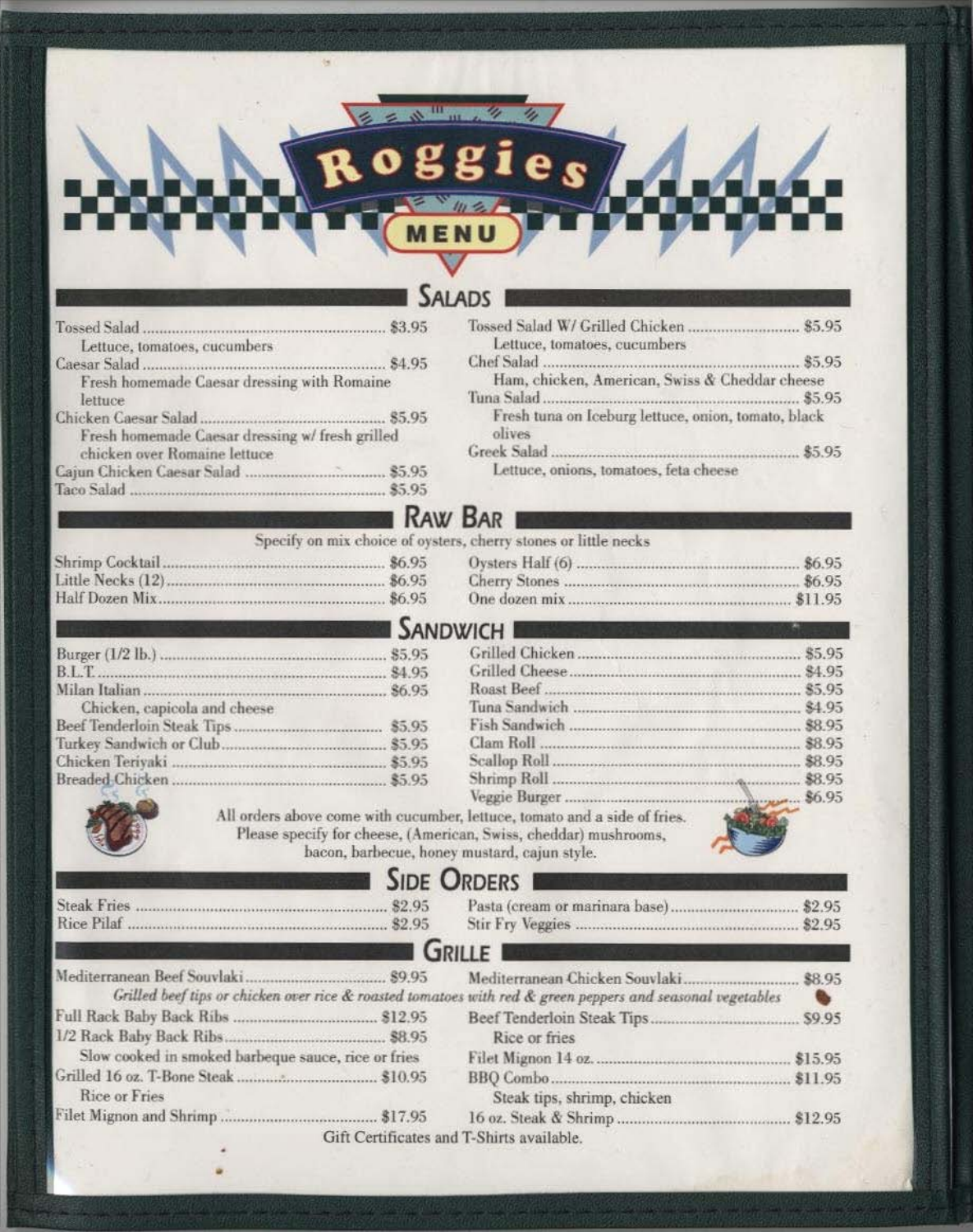# Roggies

## MENU

## SALADS

**Tossed Salad** ........ $3.95
Lettuce, tomatoes, cucumbers

**Caesar Salad** ........ $4.95
Fresh homemade Caesar dressing with Romaine lettuce

**Chicken Caesar Salad** ........ $5.95
Fresh homemade Caesar dressing w/ fresh grilled chicken over Romaine lettuce

**Cajun Chicken Caesar Salad** ........ $5.95

**Taco Salad** ........ $5.95

**Tossed Salad W/ Grilled Chicken** ........ $5.95
Lettuce, tomatoes, cucumbers

**Chef Salad** ........ $5.95
Ham, chicken, American, Swiss & Cheddar cheese

**Tuna Salad** ........ $5.95
Fresh tuna on Iceburg lettuce, onion, tomato, black olives

**Greek Salad** ........ $5.95
Lettuce, onions, tomatoes, feta cheese

## RAW BAR

Specify on mix choice of oysters, cherry stones or little necks

- Shrimp Cocktail ........ $6.95
- Little Necks (12) ........ $6.95
- Half Dozen Mix ........ $6.95
- Oysters Half (6) ........ $6.95
- Cherry Stones ........ $6.95
- One dozen mix ........ $11.95

## SANDWICH

- Burger (1/2 lb.) ........ $5.95
- B.L.T. ........ $4.95
- Milan Italian ........ $6.95
  Chicken, capicola and cheese
- Beef Tenderloin Steak Tips ........ $5.95
- Turkey Sandwich or Club ........ $5.95
- Chicken Teriyaki ........ $5.95
- Breaded Chicken ........ $5.95
- Grilled Chicken ........ $5.95
- Grilled Cheese ........ $4.95
- Roast Beef ........ $5.95
- Tuna Sandwich ........ $4.95
- Fish Sandwich ........ $8.95
- Clam Roll ........ $8.95
- Scallop Roll ........ $8.95
- Shrimp Roll ........ $8.95
- Veggie Burger ........ $6.95

All orders above come with cucumber, lettuce, tomato and a side of fries. Please specify for cheese, (American, Swiss, cheddar) mushrooms, bacon, barbecue, honey mustard, cajun style.

## SIDE ORDERS

- Steak Fries ........ $2.95
- Rice Pilaf ........ $2.95
- Pasta (cream or marinara base) ........ $2.95
- Stir Fry Veggies ........ $2.95

## GRILLE

**Mediterranean Beef Souvlaki** ........ $9.95

**Mediterranean Chicken Souvlaki** ........ $8.95

*Grilled beef tips or chicken over rice & roasted tomatoes with red & green peppers and seasonal vegetables*

**Full Rack Baby Back Ribs** ........ $12.95

**1/2 Rack Baby Back Ribs** ........ $8.95
Slow cooked in smoked barbeque sauce, rice or fries

**Grilled 16 oz. T-Bone Steak** ........ $10.95
Rice or Fries

**Filet Mignon and Shrimp** ........ $17.95

**Beef Tenderloin Steak Tips** ........ $9.95
Rice or fries

**Filet Mignon 14 oz.** ........ $15.95

**BBQ Combo** ........ $11.95
Steak tips, shrimp, chicken

**16 oz. Steak & Shrimp** ........ $12.95

Gift Certificates and T-Shirts available.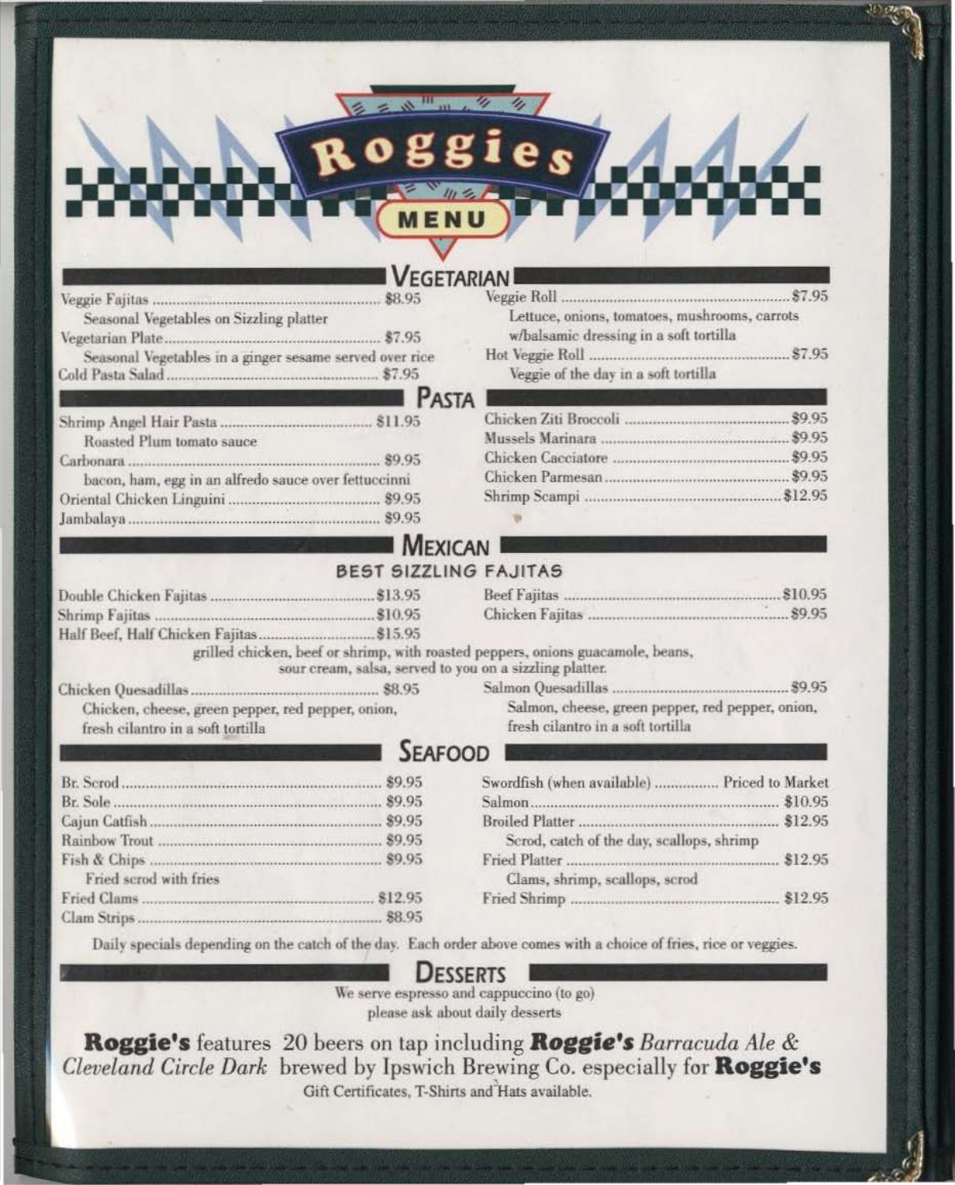# Roggies

## MENU

### VEGETARIAN

Veggie Fajitas ........ $8.95
Seasonal Vegetables on Sizzling platter

Vegetarian Plate ........ $7.95
Seasonal Vegetables in a ginger sesame served over rice

Cold Pasta Salad ........ $7.95

Veggie Roll ........ $7.95
Lettuce, onions, tomatoes, mushrooms, carrots w/balsamic dressing in a soft tortilla

Hot Veggie Roll ........ $7.95
Veggie of the day in a soft tortilla

### PASTA

Shrimp Angel Hair Pasta ........ $11.95
Roasted Plum tomato sauce

Carbonara ........ $9.95
bacon, ham, egg in an alfredo sauce over fettuccinni

Oriental Chicken Linguini ........ $9.95

Jambalaya ........ $9.95

Chicken Ziti Broccoli ........ $9.95

Mussels Marinara ........ $9.95

Chicken Cacciatore ........ $9.95

Chicken Parmesan ........ $9.95

Shrimp Scampi ........ $12.95

### MEXICAN

#### BEST SIZZLING FAJITAS

Double Chicken Fajitas ........ $13.95

Shrimp Fajitas ........ $10.95

Half Beef, Half Chicken Fajitas ........ $15.95

Beef Fajitas ........ $10.95

Chicken Fajitas ........ $9.95

grilled chicken, beef or shrimp, with roasted peppers, onions guacamole, beans, sour cream, salsa, served to you on a sizzling platter.

Chicken Quesadillas ........ $8.95
Chicken, cheese, green pepper, red pepper, onion, fresh cilantro in a soft tortilla

Salmon Quesadillas ........ $9.95
Salmon, cheese, green pepper, red pepper, onion, fresh cilantro in a soft tortilla

### SEAFOOD

Br. Scrod ........ $9.95

Br. Sole ........ $9.95

Cajun Catfish ........ $9.95

Rainbow Trout ........ $9.95

Fish & Chips ........ $9.95
Fried scrod with fries

Fried Clams ........ $12.95

Clam Strips ........ $8.95

Swordfish (when available) ........ Priced to Market

Salmon ........ $10.95

Broiled Platter ........ $12.95
Scrod, catch of the day, scallops, shrimp

Fried Platter ........ $12.95
Clams, shrimp, scallops, scrod

Fried Shrimp ........ $12.95

Daily specials depending on the catch of the day. Each order above comes with a choice of fries, rice or veggies.

### DESSERTS

We serve espresso and cappuccino (to go)
please ask about daily desserts

**Roggie's** features 20 beers on tap including **Roggie's** *Barracuda Ale & Cleveland Circle Dark* brewed by Ipswich Brewing Co. especially for **Roggie's**

Gift Certificates, T-Shirts and Hats available.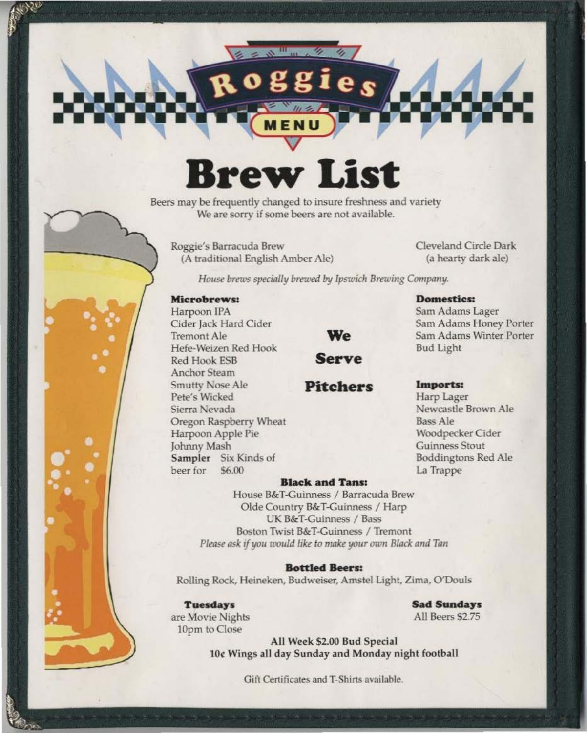Roggies

MENU

# Brew List

Beers may be frequently changed to insure freshness and variety
We are sorry if some beers are not available.

Roggie's Barracuda Brew
(A traditional English Amber Ale)

Cleveland Circle Dark
(a hearty dark ale)

*House brews specially brewed by Ipswich Brewing Company.*

**Microbrews:**
Harpoon IPA
Cider Jack Hard Cider
Tremont Ale
Hefe-Weizen Red Hook
Red Hook ESB
Anchor Steam
Smutty Nose Ale
Pete's Wicked
Sierra Nevada
Oregon Raspberry Wheat
Harpoon Apple Pie
Johnny Mash
**Sampler** Six Kinds of beer for $6.00

**We Serve Pitchers**

**Domestics:**
Sam Adams Lager
Sam Adams Honey Porter
Sam Adams Winter Porter
Bud Light

**Imports:**
Harp Lager
Newcastle Brown Ale
Bass Ale
Woodpecker Cider
Guinness Stout
Boddingtons Red Ale
La Trappe

**Black and Tans:**
House B&T-Guinness / Barracuda Brew
Olde Country B&T-Guinness / Harp
UK B&T-Guinness / Bass
Boston Twist B&T-Guinness / Tremont
*Please ask if you would like to make your own Black and Tan*

**Bottled Beers:**
Rolling Rock, Heineken, Budweiser, Amstel Light, Zima, O'Douls

**Tuesdays**
are Movie Nights
10pm to Close

**Sad Sundays**
All Beers $2.75

**All Week $2.00 Bud Special**
**10¢ Wings all day Sunday and Monday night football**

Gift Certificates and T-Shirts available.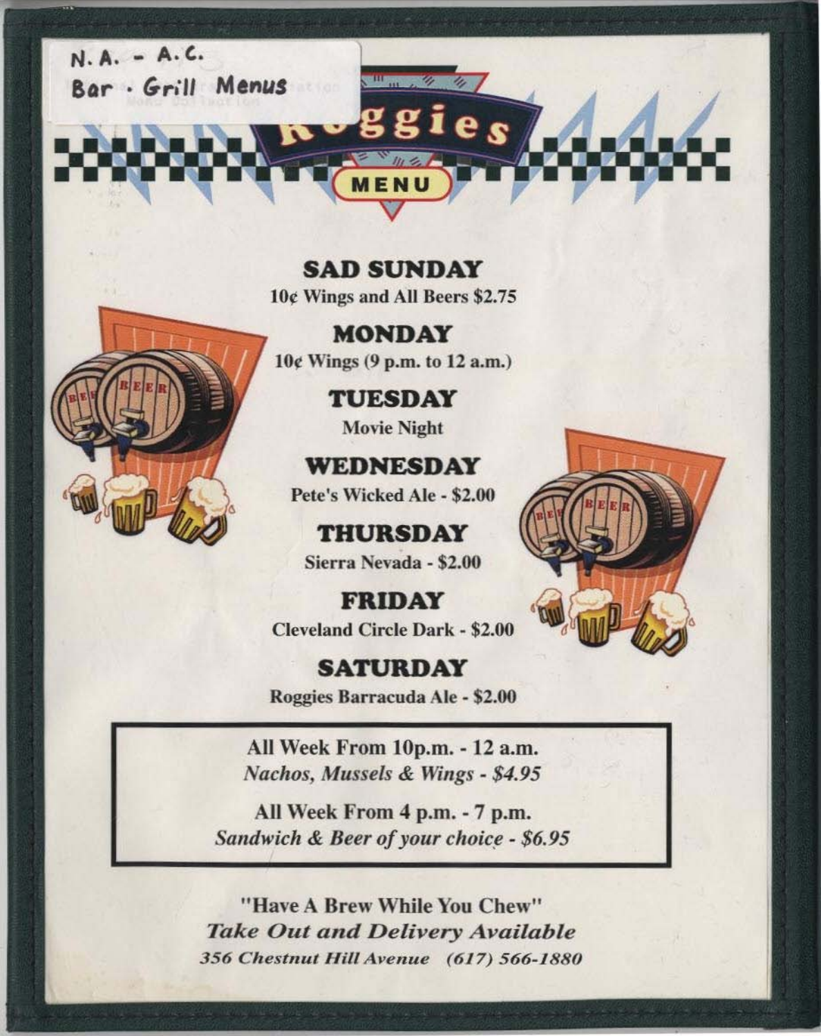N.A. - A.C.
Bar · Grill Menus

# Roggies

MENU

## SAD SUNDAY
**10¢ Wings and All Beers $2.75**

## MONDAY
**10¢ Wings (9 p.m. to 12 a.m.)**

## TUESDAY
**Movie Night**

## WEDNESDAY
**Pete's Wicked Ale - $2.00**

## THURSDAY
**Sierra Nevada - $2.00**

## FRIDAY
**Cleveland Circle Dark - $2.00**

## SATURDAY
**Roggies Barracuda Ale - $2.00**

**All Week From 10p.m. - 12 a.m.**
***Nachos, Mussels & Wings - $4.95***

**All Week From 4 p.m. - 7 p.m.**
***Sandwich & Beer of your choice - $6.95***

**"Have A Brew While You Chew"**
***Take Out and Delivery Available***
***356 Chestnut Hill Avenue (617) 566-1880***